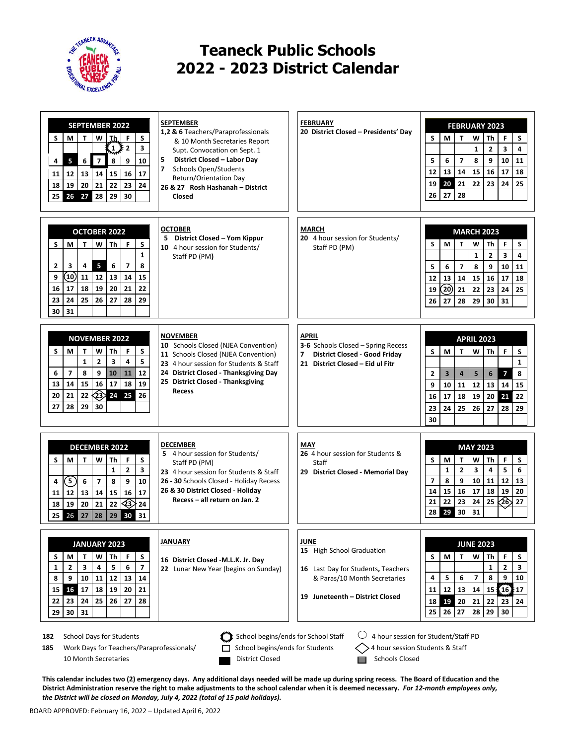# Teaneck Public Schools
# 2022 - 2023 District Calendar

**SEPTEMBER 2022**

| S | M | T | W | Th | F | S |
|---|---|---|---|---|---|---|
| | | | | 1 | 2 | 3 |
| 4 | 5 | 6 | 7 | 8 | 9 | 10 |
| 11 | 12 | 13 | 14 | 15 | 16 | 17 |
| 18 | 19 | 20 | 21 | 22 | 23 | 24 |
| 25 | 26 | 27 | 28 | 29 | 30 | |

**SEPTEMBER**
- **1,2 & 6** Teachers/Paraprofessionals & 10 Month Secretaries Report Supt. Convocation on Sept. 1
- **5** **District Closed – Labor Day**
- **7** Schools Open/Students Return/Orientation Day
- **26 & 27 Rosh Hashanah – District Closed**

**FEBRUARY**
- **20 District Closed – Presidents' Day**

**FEBRUARY 2023**

| S | M | T | W | Th | F | S |
|---|---|---|---|---|---|---|
| | | | 1 | 2 | 3 | 4 |
| 5 | 6 | 7 | 8 | 9 | 10 | 11 |
| 12 | 13 | 14 | 15 | 16 | 17 | 18 |
| 19 | 20 | 21 | 22 | 23 | 24 | 25 |
| 26 | 27 | 28 | | | | |

**OCTOBER 2022**

| S | M | T | W | Th | F | S |
|---|---|---|---|---|---|---|
| | | | | | | 1 |
| 2 | 3 | 4 | 5 | 6 | 7 | 8 |
| 9 | 10 | 11 | 12 | 13 | 14 | 15 |
| 16 | 17 | 18 | 19 | 20 | 21 | 22 |
| 23 | 24 | 25 | 26 | 27 | 28 | 29 |
| 30 | 31 | | | | | |

**OCTOBER**
- **5** **District Closed – Yom Kippur**
- **10** 4 hour session for Students/ Staff PD (P**M)**

**MARCH**
- **20** 4 hour session for Students/ Staff PD (PM)

**MARCH 2023**

| S | M | T | W | Th | F | S |
|---|---|---|---|---|---|---|
| | | | 1 | 2 | 3 | 4 |
| 5 | 6 | 7 | 8 | 9 | 10 | 11 |
| 12 | 13 | 14 | 15 | 16 | 17 | 18 |
| 19 | 20 | 21 | 22 | 23 | 24 | 25 |
| 26 | 27 | 28 | 29 | 30 | 31 | |

**NOVEMBER 2022**

| S | M | T | W | Th | F | S |
|---|---|---|---|---|---|---|
| | | 1 | 2 | 3 | 4 | 5 |
| 6 | 7 | 8 | 9 | 10 | 11 | 12 |
| 13 | 14 | 15 | 16 | 17 | 18 | 19 |
| 20 | 21 | 22 | 23 | 24 | 25 | 26 |
| 27 | 28 | 29 | 30 | | | |

**NOVEMBER**
- **10** Schools Closed (NJEA Convention)
- **11** Schools Closed (NJEA Convention)
- **23** 4 hour session for Students & Staff
- **24** **District Closed - Thanksgiving Day**
- **25** **District Closed - Thanksgiving Recess**

**APRIL**
- **3-6** Schools Closed – Spring Recess
- **7** **District Closed - Good Friday**
- **21** **District Closed – Eid ul Fitr**

**APRIL 2023**

| S | M | T | W | Th | F | S |
|---|---|---|---|---|---|---|
| | | | | | | 1 |
| 2 | 3 | 4 | 5 | 6 | 7 | 8 |
| 9 | 10 | 11 | 12 | 13 | 14 | 15 |
| 16 | 17 | 18 | 19 | 20 | 21 | 22 |
| 23 | 24 | 25 | 26 | 27 | 28 | 29 |
| 30 | | | | | | |

**DECEMBER 2022**

| S | M | T | W | Th | F | S |
|---|---|---|---|---|---|---|
| | | | | 1 | 2 | 3 |
| 4 | 5 | 6 | 7 | 8 | 9 | 10 |
| 11 | 12 | 13 | 14 | 15 | 16 | 17 |
| 18 | 19 | 20 | 21 | 22 | 23 | 24 |
| 25 | 26 | 27 | 28 | 29 | 30 | 31 |

**DECEMBER**
- **5** 4 hour session for Students/ Staff PD (PM)
- **23** 4 hour session for Students & Staff
- **26 - 30** Schools Closed - Holiday Recess
- **26 & 30 District Closed - Holiday Recess – all return on Jan. 2**

**MAY**
- **26** 4 hour session for Students & Staff
- **29** **District Closed - Memorial Day**

**MAY 2023**

| S | M | T | W | Th | F | S |
|---|---|---|---|---|---|---|
| | 1 | 2 | 3 | 4 | 5 | 6 |
| 7 | 8 | 9 | 10 | 11 | 12 | 13 |
| 14 | 15 | 16 | 17 | 18 | 19 | 20 |
| 21 | 22 | 23 | 24 | 25 | 26 | 27 |
| 28 | 29 | 30 | 31 | | | |

**JANUARY 2023**

| S | M | T | W | Th | F | S |
|---|---|---|---|---|---|---|
| 1 | 2 | 3 | 4 | 5 | 6 | 7 |
| 8 | 9 | 10 | 11 | 12 | 13 | 14 |
| 15 | 16 | 17 | 18 | 19 | 20 | 21 |
| 22 | 23 | 24 | 25 | 26 | 27 | 28 |
| 29 | 30 | 31 | | | | |

**JANUARY**
- **16** **District Closed** -**M.L.K. Jr. Day**
- **22** Lunar New Year (begins on Sunday)

**JUNE**
- **15** High School Graduation
- **16** Last Day for Students, Teachers & Paras/10 Month Secretaries
- **19** **Juneteenth – District Closed**

**JUNE 2023**

| S | M | T | W | Th | F | S |
|---|---|---|---|---|---|---|
| | | | | 1 | 2 | 3 |
| 4 | 5 | 6 | 7 | 8 | 9 | 10 |
| 11 | 12 | 13 | 14 | 15 | 16 | 17 |
| 18 | 19 | 20 | 21 | 22 | 23 | 24 |
| 25 | 26 | 27 | 28 | 29 | 30 | |

**182** School Days for Students

**185** Work Days for Teachers/Paraprofessionals/ 10 Month Secretaries

- School begins/ends for School Staff
- School begins/ends for Students
- District Closed
- 4 hour session for Student/Staff PD
- 4 hour session Students & Staff
- Schools Closed

**This calendar includes two (2) emergency days. Any additional days needed will be made up during spring recess. The Board of Education and the District Administration reserve the right to make adjustments to the school calendar when it is deemed necessary.** ***For 12-month employees only, the District will be closed on Monday, July 4, 2022 (total of 15 paid holidays).***

BOARD APPROVED: February 16, 2022 – Updated April 6, 2022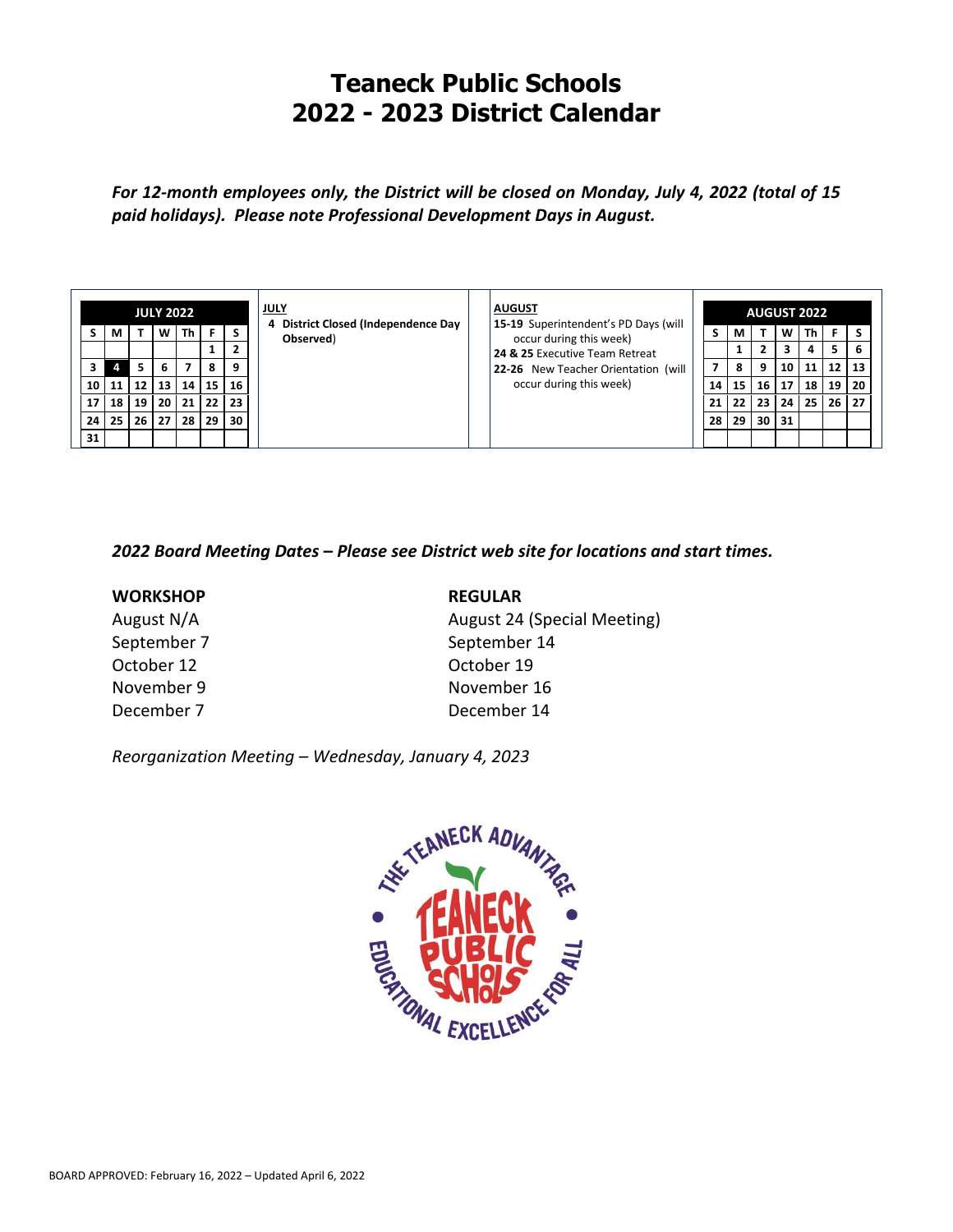# Teaneck Public Schools
# 2022 - 2023 District Calendar

***For 12-month employees only, the District will be closed on Monday, July 4, 2022 (total of 15 paid holidays). Please note Professional Development Days in August.***

| JULY 2022 | | | | | | |
|---|---|---|---|---|---|---|
| S | M | T | W | Th | F | S |
| | | | | | 1 | 2 |
| 3 | 4 | 5 | 6 | 7 | 8 | 9 |
| 10 | 11 | 12 | 13 | 14 | 15 | 16 |
| 17 | 18 | 19 | 20 | 21 | 22 | 23 |
| 24 | 25 | 26 | 27 | 28 | 29 | 30 |
| 31 | | | | | | |

**JULY**

**4 District Closed (Independence Day Observed)**

**AUGUST**

**15-19** Superintendent's PD Days (will occur during this week)

**24 & 25** Executive Team Retreat

**22-26** New Teacher Orientation (will occur during this week)

| AUGUST 2022 | | | | | | |
|---|---|---|---|---|---|---|
| S | M | T | W | Th | F | S |
| | 1 | 2 | 3 | 4 | 5 | 6 |
| 7 | 8 | 9 | 10 | 11 | 12 | 13 |
| 14 | 15 | 16 | 17 | 18 | 19 | 20 |
| 21 | 22 | 23 | 24 | 25 | 26 | 27 |
| 28 | 29 | 30 | 31 | | | |

***2022 Board Meeting Dates – Please see District web site for locations and start times.***

| WORKSHOP | REGULAR |
|---|---|
| August N/A | August 24 (Special Meeting) |
| September 7 | September 14 |
| October 12 | October 19 |
| November 9 | November 16 |
| December 7 | December 14 |

*Reorganization Meeting – Wednesday, January 4, 2023*

THE TEANECK ADVANTAGE
TEANECK PUBLIC SCHOOLS
EDUCATIONAL EXCELLENCE FOR ALL

BOARD APPROVED: February 16, 2022 – Updated April 6, 2022